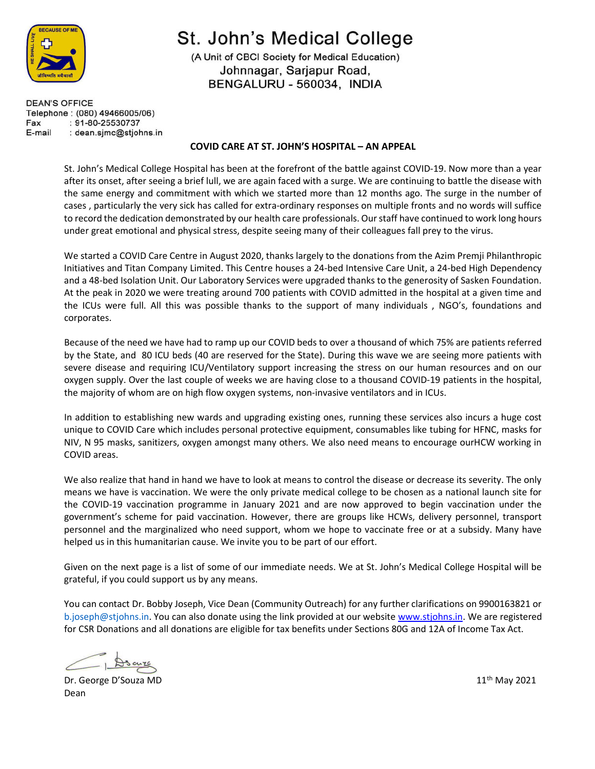# St. John's Medical College

(A Unit of CBCI Society for Medical Education)
Johnnagar, Sarjapur Road,
BENGALURU - 560034, INDIA

DEAN'S OFFICE
Telephone : (080) 49466005/06)
Fax : 91-80-25530737
E-mail : dean.sjmc@stjohns.in

## COVID CARE AT ST. JOHN'S HOSPITAL – AN APPEAL

St. John's Medical College Hospital has been at the forefront of the battle against COVID-19. Now more than a year after its onset, after seeing a brief lull, we are again faced with a surge. We are continuing to battle the disease with the same energy and commitment with which we started more than 12 months ago. The surge in the number of cases , particularly the very sick has called for extra-ordinary responses on multiple fronts and no words will suffice to record the dedication demonstrated by our health care professionals. Our staff have continued to work long hours under great emotional and physical stress, despite seeing many of their colleagues fall prey to the virus.

We started a COVID Care Centre in August 2020, thanks largely to the donations from the Azim Premji Philanthropic Initiatives and Titan Company Limited. This Centre houses a 24-bed Intensive Care Unit, a 24-bed High Dependency and a 48-bed Isolation Unit. Our Laboratory Services were upgraded thanks to the generosity of Sasken Foundation. At the peak in 2020 we were treating around 700 patients with COVID admitted in the hospital at a given time and the ICUs were full. All this was possible thanks to the support of many individuals , NGO's, foundations and corporates.

Because of the need we have had to ramp up our COVID beds to over a thousand of which 75% are patients referred by the State, and 80 ICU beds (40 are reserved for the State). During this wave we are seeing more patients with severe disease and requiring ICU/Ventilatory support increasing the stress on our human resources and on our oxygen supply. Over the last couple of weeks we are having close to a thousand COVID-19 patients in the hospital, the majority of whom are on high flow oxygen systems, non-invasive ventilators and in ICUs.

In addition to establishing new wards and upgrading existing ones, running these services also incurs a huge cost unique to COVID Care which includes personal protective equipment, consumables like tubing for HFNC, masks for NIV, N 95 masks, sanitizers, oxygen amongst many others. We also need means to encourage ourHCW working in COVID areas.

We also realize that hand in hand we have to look at means to control the disease or decrease its severity. The only means we have is vaccination. We were the only private medical college to be chosen as a national launch site for the COVID-19 vaccination programme in January 2021 and are now approved to begin vaccination under the government's scheme for paid vaccination. However, there are groups like HCWs, delivery personnel, transport personnel and the marginalized who need support, whom we hope to vaccinate free or at a subsidy. Many have helped us in this humanitarian cause. We invite you to be part of our effort.

Given on the next page is a list of some of our immediate needs. We at St. John's Medical College Hospital will be grateful, if you could support us by any means.

You can contact Dr. Bobby Joseph, Vice Dean (Community Outreach) for any further clarifications on 9900163821 or b.joseph@stjohns.in. You can also donate using the link provided at our website www.stjohns.in. We are registered for CSR Donations and all donations are eligible for tax benefits under Sections 80G and 12A of Income Tax Act.

Dr. George D'Souza MD
Dean

11th May 2021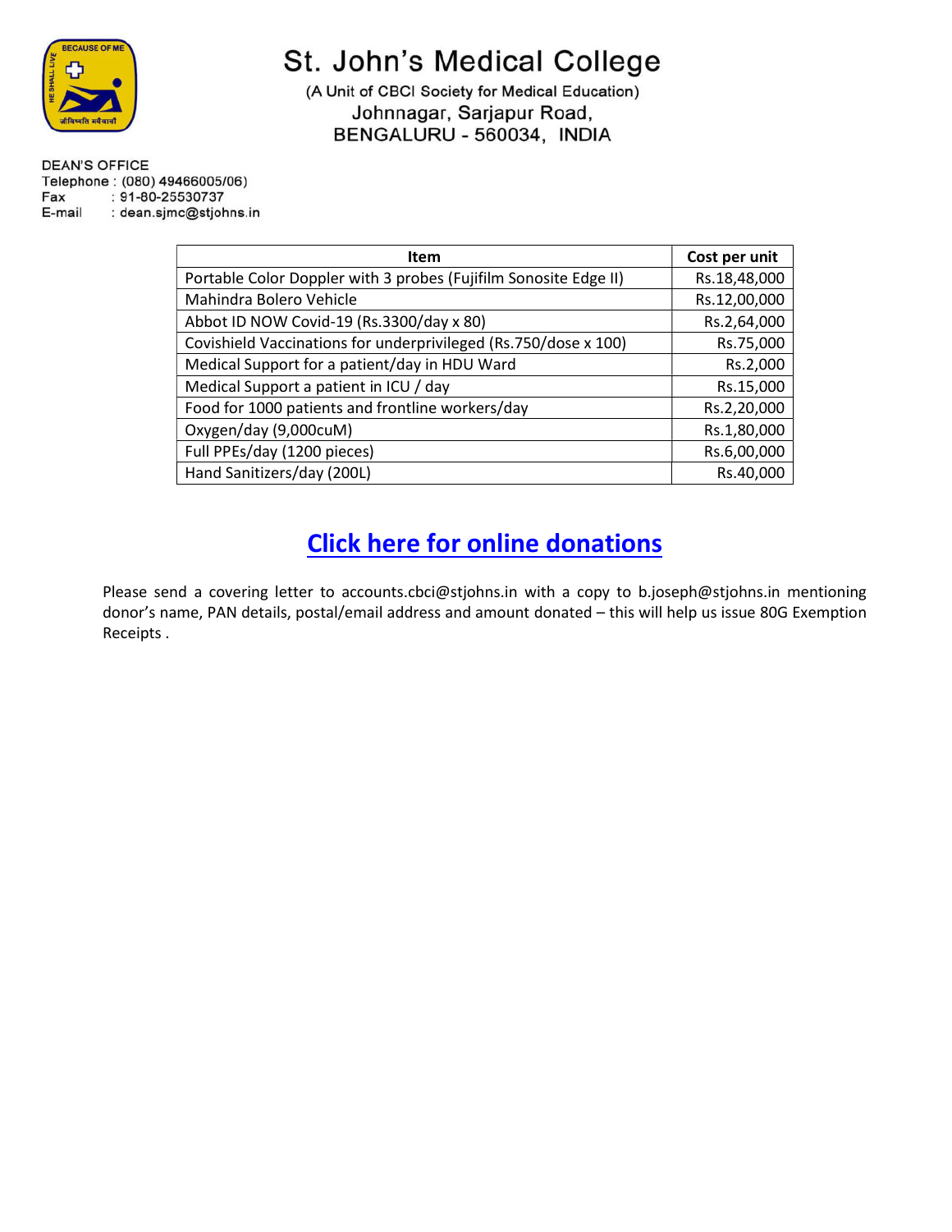# St. John's Medical College

(A Unit of CBCI Society for Medical Education)
Johnnagar, Sarjapur Road,
BENGALURU - 560034, INDIA

DEAN'S OFFICE
Telephone : (080) 49466005/06)
Fax : 91-80-25530737
E-mail : dean.sjmc@stjohns.in

| Item | Cost per unit |
|---|---|
| Portable Color Doppler with 3 probes (Fujifilm Sonosite Edge II) | Rs.18,48,000 |
| Mahindra Bolero Vehicle | Rs.12,00,000 |
| Abbot ID NOW Covid-19 (Rs.3300/day x 80) | Rs.2,64,000 |
| Covishield Vaccinations for underprivileged (Rs.750/dose x 100) | Rs.75,000 |
| Medical Support for a patient/day in HDU Ward | Rs.2,000 |
| Medical Support a patient in ICU / day | Rs.15,000 |
| Food for 1000 patients and frontline workers/day | Rs.2,20,000 |
| Oxygen/day (9,000cuM) | Rs.1,80,000 |
| Full PPEs/day (1200 pieces) | Rs.6,00,000 |
| Hand Sanitizers/day (200L) | Rs.40,000 |

## Click here for online donations

Please send a covering letter to accounts.cbci@stjohns.in with a copy to b.joseph@stjohns.in mentioning donor's name, PAN details, postal/email address and amount donated – this will help us issue 80G Exemption Receipts .